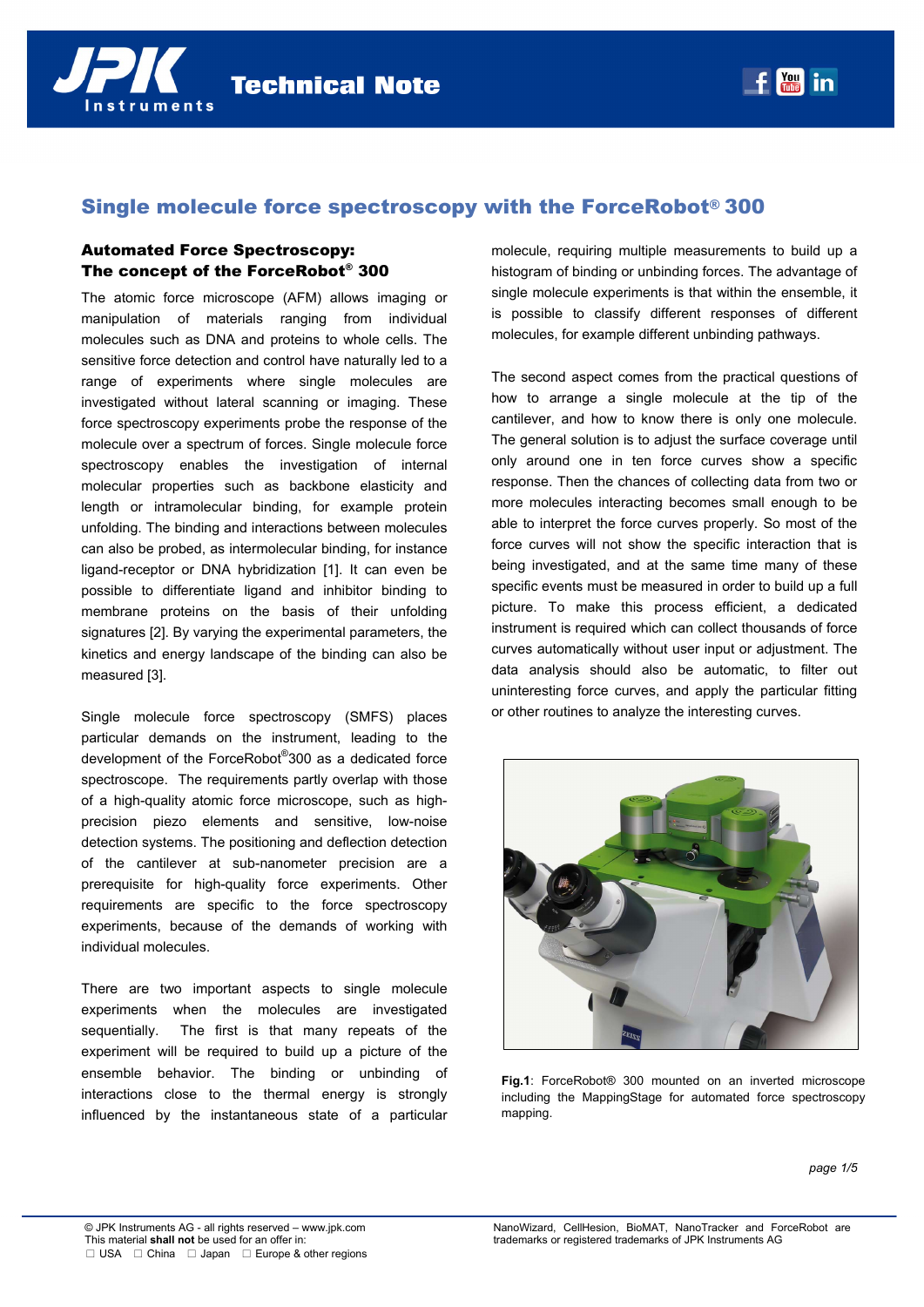# Single molecule force spectroscopy with the ForceRobot® 300

## Automated Force Spectroscopy: The concept of the ForceRobot® 300

The atomic force microscope (AFM) allows imaging or manipulation of materials ranging from individual molecules such as DNA and proteins to whole cells. The sensitive force detection and control have naturally led to a range of experiments where single molecules are investigated without lateral scanning or imaging. These force spectroscopy experiments probe the response of the molecule over a spectrum of forces. Single molecule force spectroscopy enables the investigation of internal molecular properties such as backbone elasticity and length or intramolecular binding, for example protein unfolding. The binding and interactions between molecules can also be probed, as intermolecular binding, for instance ligand-receptor or DNA hybridization [1]. It can even be possible to differentiate ligand and inhibitor binding to membrane proteins on the basis of their unfolding signatures [2]. By varying the experimental parameters, the kinetics and energy landscape of the binding can also be measured [3].

Single molecule force spectroscopy (SMFS) places particular demands on the instrument, leading to the development of the ForceRobot®300 as a dedicated force spectroscope. The requirements partly overlap with those of a high-quality atomic force microscope, such as high-precision piezo elements and sensitive, low-noise detection systems. The positioning and deflection detection of the cantilever at sub-nanometer precision are a prerequisite for high-quality force experiments. Other requirements are specific to the force spectroscopy experiments, because of the demands of working with individual molecules.

There are two important aspects to single molecule experiments when the molecules are investigated sequentially. The first is that many repeats of the experiment will be required to build up a picture of the ensemble behavior. The binding or unbinding of interactions close to the thermal energy is strongly influenced by the instantaneous state of a particular molecule, requiring multiple measurements to build up a histogram of binding or unbinding forces. The advantage of single molecule experiments is that within the ensemble, it is possible to classify different responses of different molecules, for example different unbinding pathways.

The second aspect comes from the practical questions of how to arrange a single molecule at the tip of the cantilever, and how to know there is only one molecule. The general solution is to adjust the surface coverage until only around one in ten force curves show a specific response. Then the chances of collecting data from two or more molecules interacting becomes small enough to be able to interpret the force curves properly. So most of the force curves will not show the specific interaction that is being investigated, and at the same time many of these specific events must be measured in order to build up a full picture. To make this process efficient, a dedicated instrument is required which can collect thousands of force curves automatically without user input or adjustment. The data analysis should also be automatic, to filter out uninteresting force curves, and apply the particular fitting or other routines to analyze the interesting curves.

**Fig.1**: ForceRobot® 300 mounted on an inverted microscope including the MappingStage for automated force spectroscopy mapping.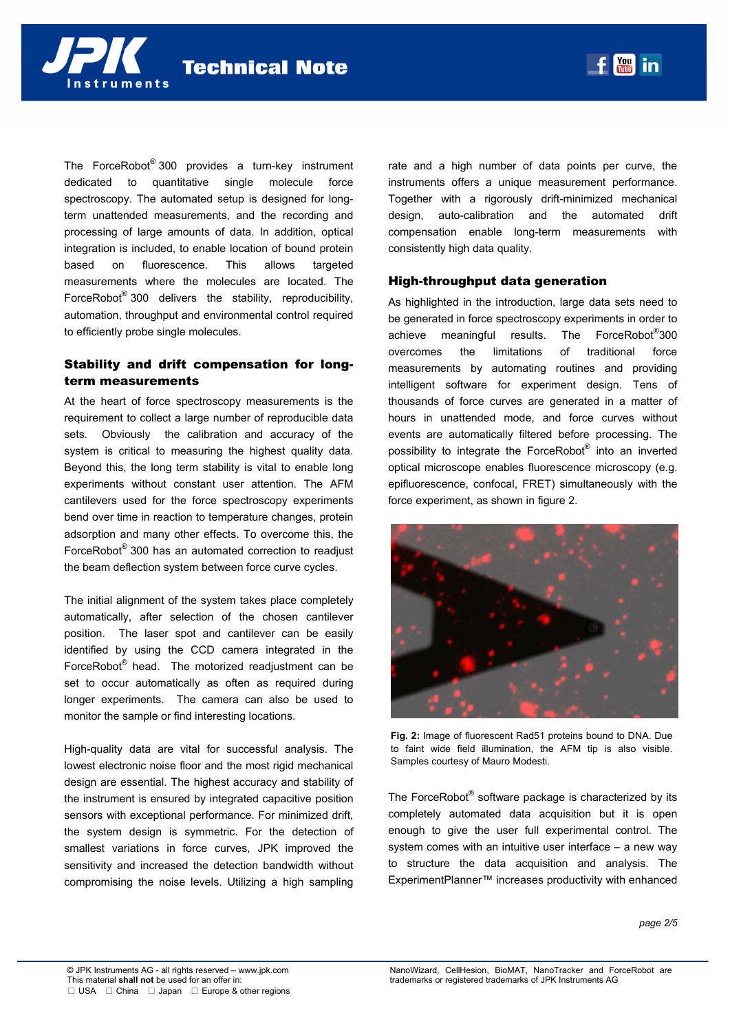The ForceRobot® 300 provides a turn-key instrument dedicated to quantitative single molecule force spectroscopy. The automated setup is designed for long-term unattended measurements, and the recording and processing of large amounts of data. In addition, optical integration is included, to enable location of bound protein based on fluorescence. This allows targeted measurements where the molecules are located. The ForceRobot® 300 delivers the stability, reproducibility, automation, throughput and environmental control required to efficiently probe single molecules.

## Stability and drift compensation for long-term measurements

At the heart of force spectroscopy measurements is the requirement to collect a large number of reproducible data sets. Obviously the calibration and accuracy of the system is critical to measuring the highest quality data. Beyond this, the long term stability is vital to enable long experiments without constant user attention. The AFM cantilevers used for the force spectroscopy experiments bend over time in reaction to temperature changes, protein adsorption and many other effects. To overcome this, the ForceRobot® 300 has an automated correction to readjust the beam deflection system between force curve cycles.

The initial alignment of the system takes place completely automatically, after selection of the chosen cantilever position. The laser spot and cantilever can be easily identified by using the CCD camera integrated in the ForceRobot® head. The motorized readjustment can be set to occur automatically as often as required during longer experiments. The camera can also be used to monitor the sample or find interesting locations.

High-quality data are vital for successful analysis. The lowest electronic noise floor and the most rigid mechanical design are essential. The highest accuracy and stability of the instrument is ensured by integrated capacitive position sensors with exceptional performance. For minimized drift, the system design is symmetric. For the detection of smallest variations in force curves, JPK improved the sensitivity and increased the detection bandwidth without compromising the noise levels. Utilizing a high sampling rate and a high number of data points per curve, the instruments offers a unique measurement performance. Together with a rigorously drift-minimized mechanical design, auto-calibration and the automated drift compensation enable long-term measurements with consistently high data quality.

## High-throughput data generation

As highlighted in the introduction, large data sets need to be generated in force spectroscopy experiments in order to achieve meaningful results. The ForceRobot®300 overcomes the limitations of traditional force measurements by automating routines and providing intelligent software for experiment design. Tens of thousands of force curves are generated in a matter of hours in unattended mode, and force curves without events are automatically filtered before processing. The possibility to integrate the ForceRobot® into an inverted optical microscope enables fluorescence microscopy (e.g. epifluorescence, confocal, FRET) simultaneously with the force experiment, as shown in figure 2.

**Fig. 2:** Image of fluorescent Rad51 proteins bound to DNA. Due to faint wide field illumination, the AFM tip is also visible. Samples courtesy of Mauro Modesti.

The ForceRobot® software package is characterized by its completely automated data acquisition but it is open enough to give the user full experimental control. The system comes with an intuitive user interface – a new way to structure the data acquisition and analysis. The ExperimentPlanner™ increases productivity with enhanced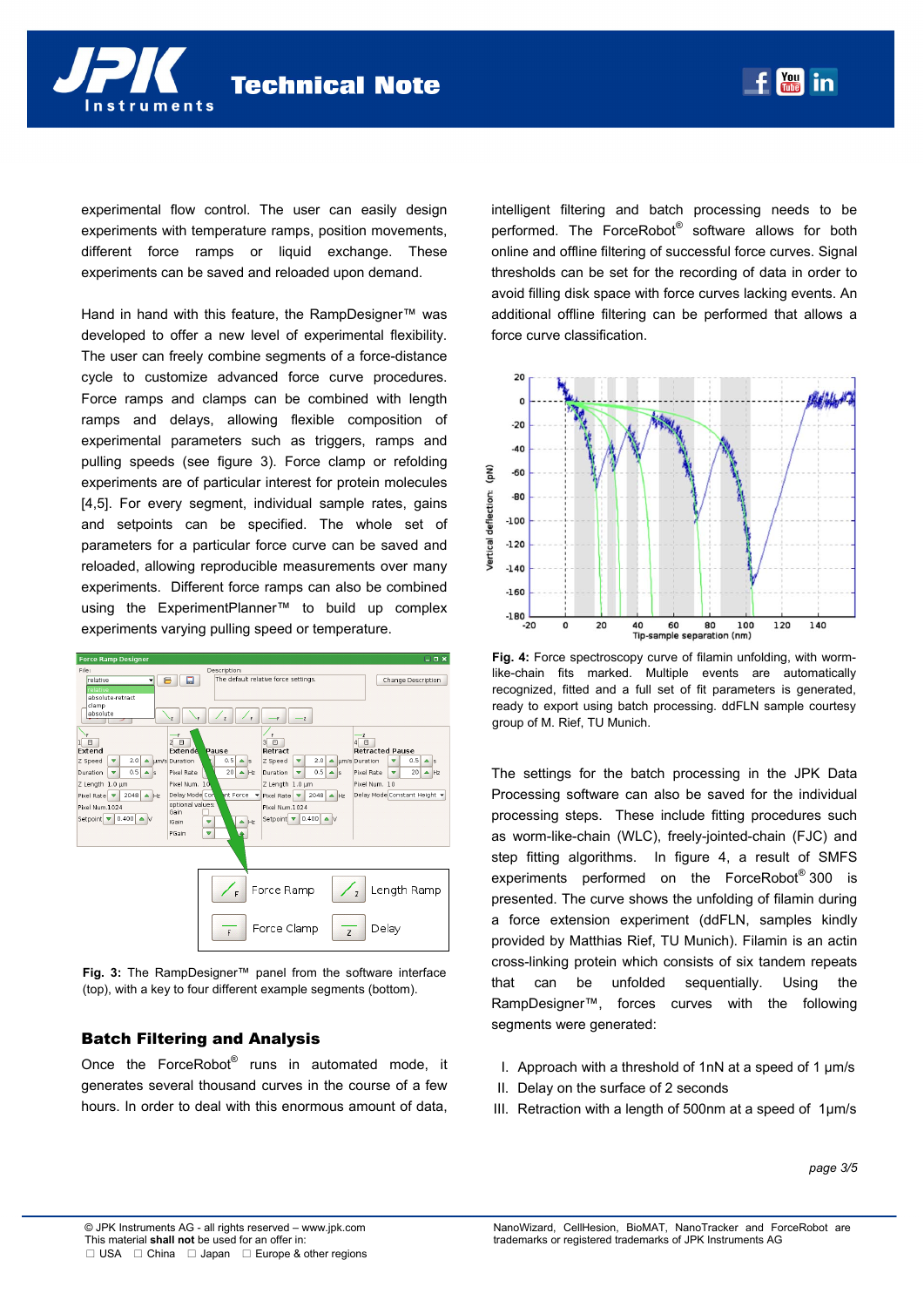experimental flow control. The user can easily design experiments with temperature ramps, position movements, different force ramps or liquid exchange. These experiments can be saved and reloaded upon demand.

Hand in hand with this feature, the RampDesigner™ was developed to offer a new level of experimental flexibility. The user can freely combine segments of a force-distance cycle to customize advanced force curve procedures. Force ramps and clamps can be combined with length ramps and delays, allowing flexible composition of experimental parameters such as triggers, ramps and pulling speeds (see figure 3). Force clamp or refolding experiments are of particular interest for protein molecules [4,5]. For every segment, individual sample rates, gains and setpoints can be specified. The whole set of parameters for a particular force curve can be saved and reloaded, allowing reproducible measurements over many experiments. Different force ramps can also be combined using the ExperimentPlanner™ to build up complex experiments varying pulling speed or temperature.

**Fig. 3:** The RampDesigner™ panel from the software interface (top), with a key to four different example segments (bottom).

## Batch Filtering and Analysis

Once the ForceRobot® runs in automated mode, it generates several thousand curves in the course of a few hours. In order to deal with this enormous amount of data, intelligent filtering and batch processing needs to be performed. The ForceRobot® software allows for both online and offline filtering of successful force curves. Signal thresholds can be set for the recording of data in order to avoid filling disk space with force curves lacking events. An additional offline filtering can be performed that allows a force curve classification.

**Fig. 4:** Force spectroscopy curve of filamin unfolding, with worm-like-chain fits marked. Multiple events are automatically recognized, fitted and a full set of fit parameters is generated, ready to export using batch processing. ddFLN sample courtesy group of M. Rief, TU Munich.

The settings for the batch processing in the JPK Data Processing software can also be saved for the individual processing steps. These include fitting procedures such as worm-like-chain (WLC), freely-jointed-chain (FJC) and step fitting algorithms. In figure 4, a result of SMFS experiments performed on the ForceRobot® 300 is presented. The curve shows the unfolding of filamin during a force extension experiment (ddFLN, samples kindly provided by Matthias Rief, TU Munich). Filamin is an actin cross-linking protein which consists of six tandem repeats that can be unfolded sequentially. Using the RampDesigner™, forces curves with the following segments were generated:

I. Approach with a threshold of 1nN at a speed of 1 µm/s
II. Delay on the surface of 2 seconds
III. Retraction with a length of 500nm at a speed of 1µm/s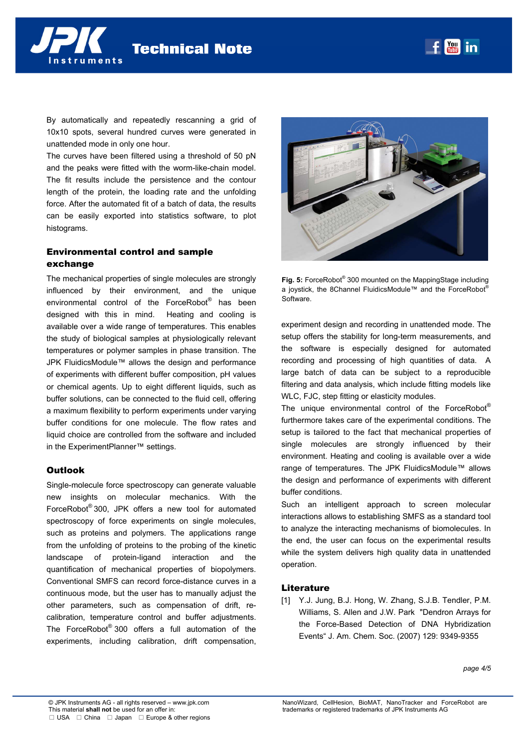By automatically and repeatedly rescanning a grid of 10x10 spots, several hundred curves were generated in unattended mode in only one hour.
The curves have been filtered using a threshold of 50 pN and the peaks were fitted with the worm-like-chain model. The fit results include the persistence and the contour length of the protein, the loading rate and the unfolding force. After the automated fit of a batch of data, the results can be easily exported into statistics software, to plot histograms.

## Environmental control and sample exchange

The mechanical properties of single molecules are strongly influenced by their environment, and the unique environmental control of the ForceRobot® has been designed with this in mind. Heating and cooling is available over a wide range of temperatures. This enables the study of biological samples at physiologically relevant temperatures or polymer samples in phase transition. The JPK FluidicsModule™ allows the design and performance of experiments with different buffer composition, pH values or chemical agents. Up to eight different liquids, such as buffer solutions, can be connected to the fluid cell, offering a maximum flexibility to perform experiments under varying buffer conditions for one molecule. The flow rates and liquid choice are controlled from the software and included in the ExperimentPlanner™ settings.

## Outlook

Single-molecule force spectroscopy can generate valuable new insights on molecular mechanics. With the ForceRobot® 300, JPK offers a new tool for automated spectroscopy of force experiments on single molecules, such as proteins and polymers. The applications range from the unfolding of proteins to the probing of the kinetic landscape of protein-ligand interaction and the quantification of mechanical properties of biopolymers. Conventional SMFS can record force-distance curves in a continuous mode, but the user has to manually adjust the other parameters, such as compensation of drift, re-calibration, temperature control and buffer adjustments. The ForceRobot® 300 offers a full automation of the experiments, including calibration, drift compensation, experiment design and recording in unattended mode. The setup offers the stability for long-term measurements, and the software is especially designed for automated recording and processing of high quantities of data. A large batch of data can be subject to a reproducible filtering and data analysis, which include fitting models like WLC, FJC, step fitting or elasticity modules.
The unique environmental control of the ForceRobot® furthermore takes care of the experimental conditions. The setup is tailored to the fact that mechanical properties of single molecules are strongly influenced by their environment. Heating and cooling is available over a wide range of temperatures. The JPK FluidicsModule™ allows the design and performance of experiments with different buffer conditions.
Such an intelligent approach to screen molecular interactions allows to establishing SMFS as a standard tool to analyze the interacting mechanisms of biomolecules. In the end, the user can focus on the experimental results while the system delivers high quality data in unattended operation.

**Fig. 5:** ForceRobot® 300 mounted on the MappingStage including a joystick, the 8Channel FluidicsModule™ and the ForceRobot® Software.

## Literature

[1] Y.J. Jung, B.J. Hong, W. Zhang, S.J.B. Tendler, P.M. Williams, S. Allen and J.W. Park "Dendron Arrays for the Force-Based Detection of DNA Hybridization Events" J. Am. Chem. Soc. (2007) 129: 9349-9355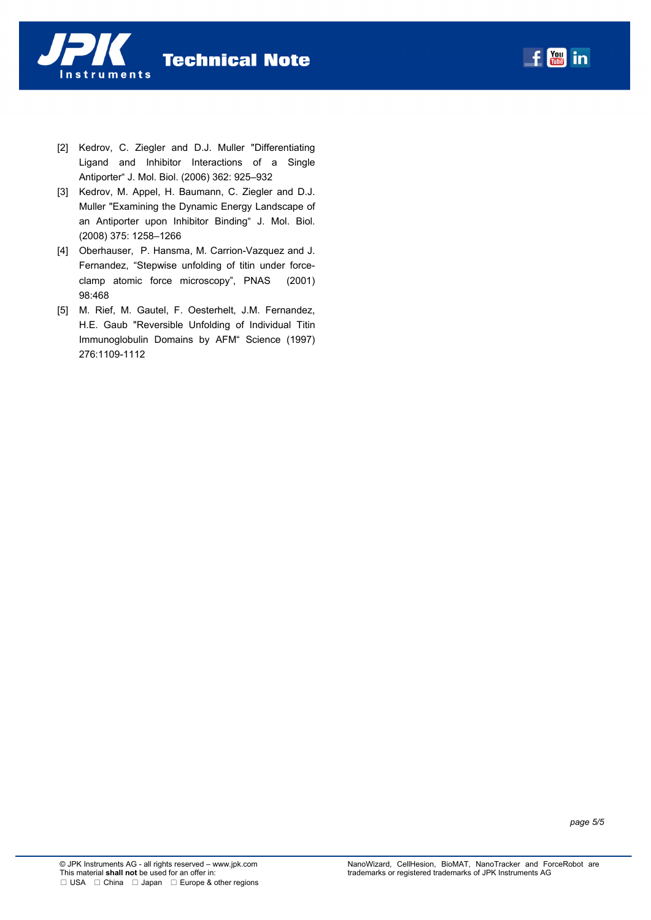[2] Kedrov, C. Ziegler and D.J. Muller "Differentiating Ligand and Inhibitor Interactions of a Single Antiporter" J. Mol. Biol. (2006) 362: 925–932

[3] Kedrov, M. Appel, H. Baumann, C. Ziegler and D.J. Muller "Examining the Dynamic Energy Landscape of an Antiporter upon Inhibitor Binding" J. Mol. Biol. (2008) 375: 1258–1266

[4] Oberhauser, P. Hansma, M. Carrion-Vazquez and J. Fernandez, "Stepwise unfolding of titin under force-clamp atomic force microscopy", PNAS (2001) 98:468

[5] M. Rief, M. Gautel, F. Oesterhelt, J.M. Fernandez, H.E. Gaub "Reversible Unfolding of Individual Titin Immunoglobulin Domains by AFM" Science (1997) 276:1109-1112